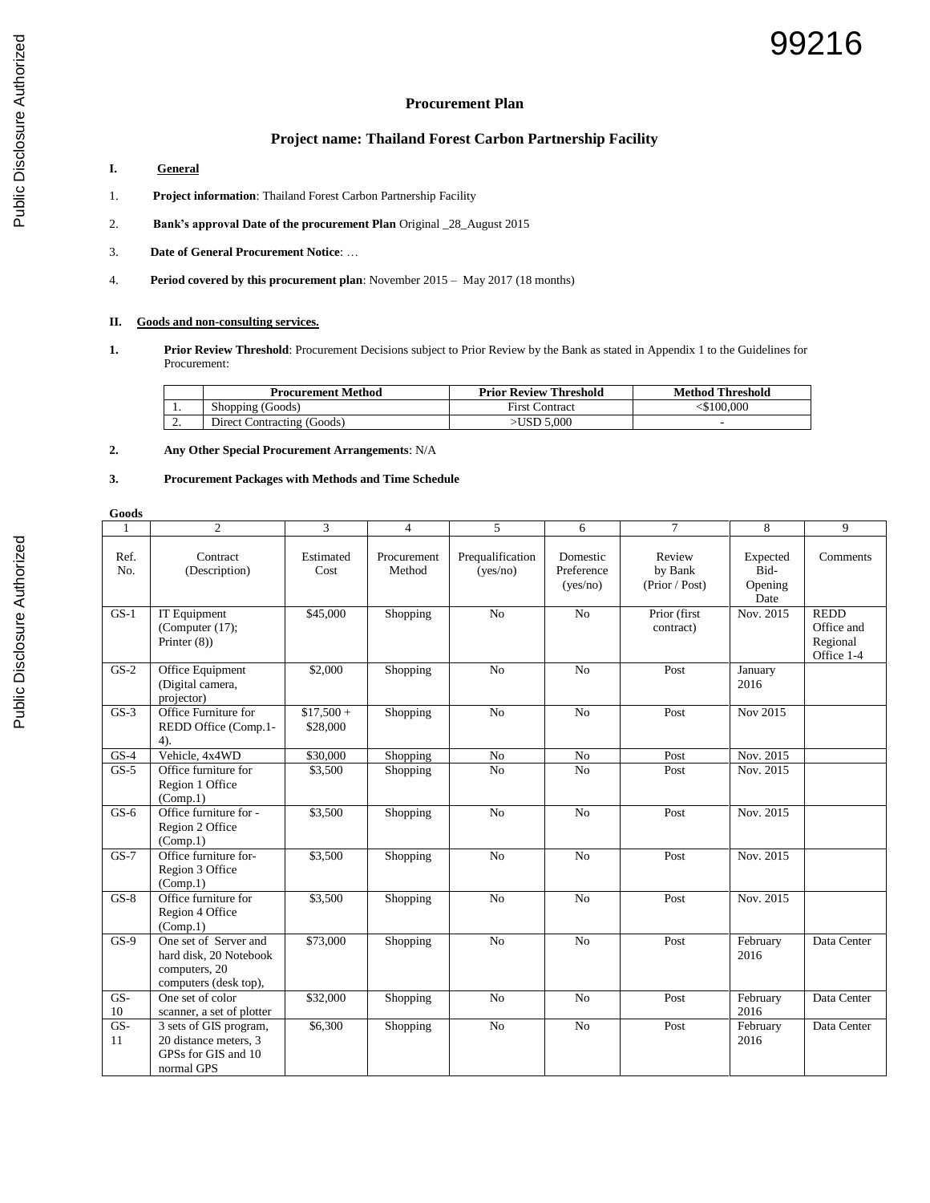99216

## Procurement Plan

## Project name: Thailand Forest Carbon Partnership Facility

**I. General**

1. **Project information**: Thailand Forest Carbon Partnership Facility

2. **Bank's approval Date of the procurement Plan** Original _28_August 2015

3. **Date of General Procurement Notice**: …

4. **Period covered by this procurement plan**: November 2015 – May 2017 (18 months)

**II. Goods and non-consulting services.**

**1. Prior Review Threshold**: Procurement Decisions subject to Prior Review by the Bank as stated in Appendix 1 to the Guidelines for Procurement:

| | Procurement Method | Prior Review Threshold | Method Threshold |
|---|---|---|---|
| 1. | Shopping (Goods) | First Contract | <$100,000 |
| 2. | Direct Contracting (Goods) | >USD 5,000 | - |

**2. Any Other Special Procurement Arrangements**: N/A

**3. Procurement Packages with Methods and Time Schedule**

**Goods**

| 1 | 2 | 3 | 4 | 5 | 6 | 7 | 8 | 9 |
|---|---|---|---|---|---|---|---|---|
| Ref. No. | Contract (Description) | Estimated Cost | Procurement Method | Prequalification (yes/no) | Domestic Preference (yes/no) | Review by Bank (Prior / Post) | Expected Bid-Opening Date | Comments |
| GS-1 | IT Equipment (Computer (17); Printer (8)) | $45,000 | Shopping | No | No | Prior (first contract) | Nov. 2015 | REDD Office and Regional Office 1-4 |
| GS-2 | Office Equipment (Digital camera, projector) | $2,000 | Shopping | No | No | Post | January 2016 | |
| GS-3 | Office Furniture for REDD Office (Comp.1-4). | $17,500 + $28,000 | Shopping | No | No | Post | Nov 2015 | |
| GS-4 | Vehicle, 4x4WD | $30,000 | Shopping | No | No | Post | Nov. 2015 | |
| GS-5 | Office furniture for Region 1 Office (Comp.1) | $3,500 | Shopping | No | No | Post | Nov. 2015 | |
| GS-6 | Office furniture for - Region 2 Office (Comp.1) | $3,500 | Shopping | No | No | Post | Nov. 2015 | |
| GS-7 | Office furniture for- Region 3 Office (Comp.1) | $3,500 | Shopping | No | No | Post | Nov. 2015 | |
| GS-8 | Office furniture for Region 4 Office (Comp.1) | $3,500 | Shopping | No | No | Post | Nov. 2015 | |
| GS-9 | One set of Server and hard disk, 20 Notebook computers, 20 computers (desk top), | $73,000 | Shopping | No | No | Post | February 2016 | Data Center |
| GS-10 | One set of color scanner, a set of plotter | $32,000 | Shopping | No | No | Post | February 2016 | Data Center |
| GS-11 | 3 sets of GIS program, 20 distance meters, 3 GPSs for GIS and 10 normal GPS | $6,300 | Shopping | No | No | Post | February 2016 | Data Center |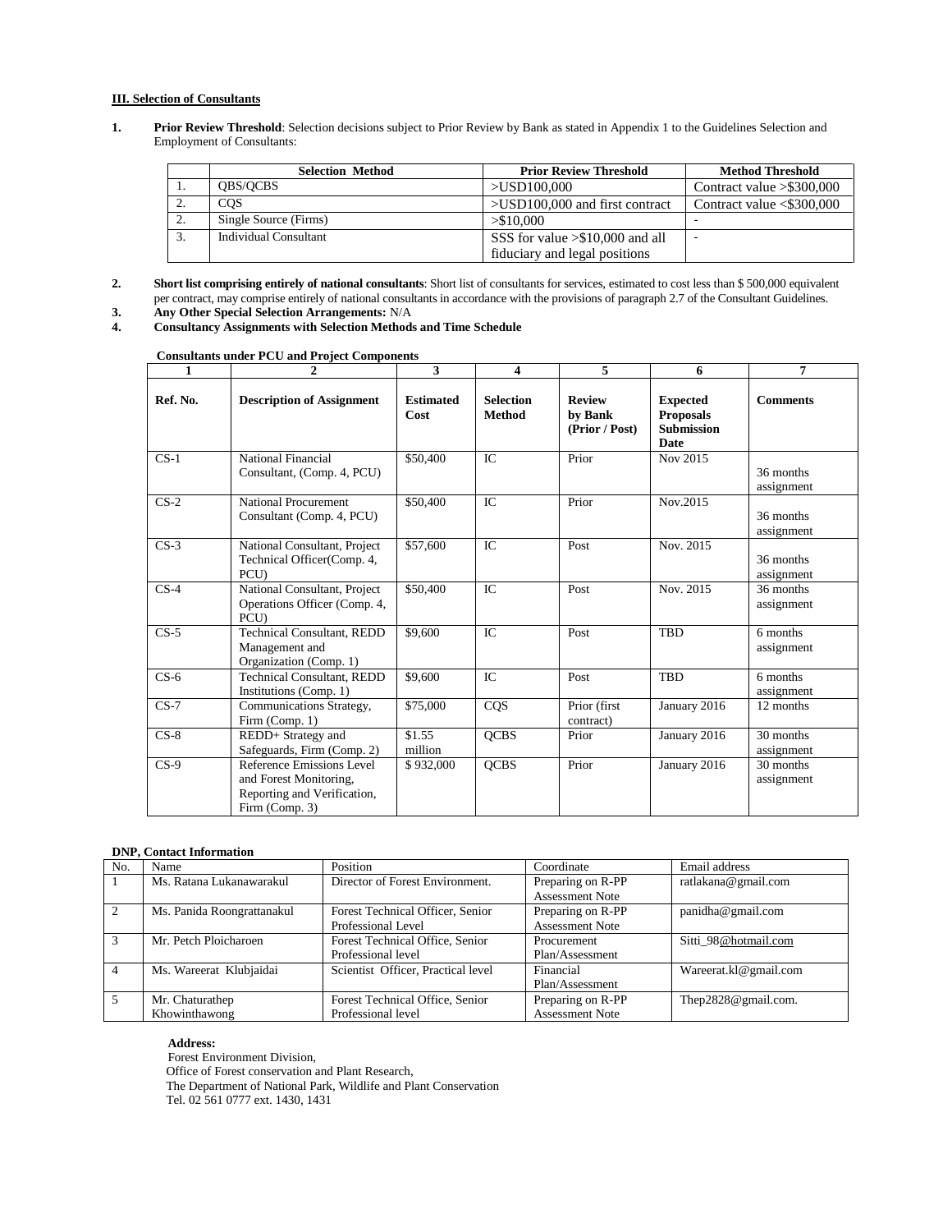**III. Selection of Consultants**

1. **Prior Review Threshold**: Selection decisions subject to Prior Review by Bank as stated in Appendix 1 to the Guidelines Selection and Employment of Consultants:

| | Selection Method | Prior Review Threshold | Method Threshold |
|---|---|---|---|
| 1. | QBS/QCBS | >USD100,000 | Contract value >$300,000 |
| 2. | CQS | >USD100,000 and first contract | Contract value <$300,000 |
| 2. | Single Source (Firms) | >$10,000 | - |
| 3. | Individual Consultant | SSS for value >$10,000 and all fiduciary and legal positions | - |

2. **Short list comprising entirely of national consultants**: Short list of consultants for services, estimated to cost less than $ 500,000 equivalent per contract, may comprise entirely of national consultants in accordance with the provisions of paragraph 2.7 of the Consultant Guidelines.
3. **Any Other Special Selection Arrangements:** N/A
4. **Consultancy Assignments with Selection Methods and Time Schedule**

**Consultants under PCU and Project Components**

| 1 | 2 | 3 | 4 | 5 | 6 | 7 |
|---|---|---|---|---|---|---|
| **Ref. No.** | **Description of Assignment** | **Estimated Cost** | **Selection Method** | **Review by Bank (Prior / Post)** | **Expected Proposals Submission Date** | **Comments** |
| CS-1 | National Financial Consultant, (Comp. 4, PCU) | $50,400 | IC | Prior | Nov 2015 | 36 months assignment |
| CS-2 | National Procurement Consultant (Comp. 4, PCU) | $50,400 | IC | Prior | Nov.2015 | 36 months assignment |
| CS-3 | National Consultant, Project Technical Officer(Comp. 4, PCU) | $57,600 | IC | Post | Nov. 2015 | 36 months assignment |
| CS-4 | National Consultant, Project Operations Officer (Comp. 4, PCU) | $50,400 | IC | Post | Nov. 2015 | 36 months assignment |
| CS-5 | Technical Consultant, REDD Management and Organization (Comp. 1) | $9,600 | IC | Post | TBD | 6 months assignment |
| CS-6 | Technical Consultant, REDD Institutions (Comp. 1) | $9,600 | IC | Post | TBD | 6 months assignment |
| CS-7 | Communications Strategy, Firm (Comp. 1) | $75,000 | CQS | Prior (first contract) | January 2016 | 12 months |
| CS-8 | REDD+ Strategy and Safeguards, Firm (Comp. 2) | $1.55 million | QCBS | Prior | January 2016 | 30 months assignment |
| CS-9 | Reference Emissions Level and Forest Monitoring, Reporting and Verification, Firm (Comp. 3) | $ 932,000 | QCBS | Prior | January 2016 | 30 months assignment |

**DNP, Contact Information**

| No. | Name | Position | Coordinate | Email address |
|---|---|---|---|---|
| 1 | Ms. Ratana Lukanawarakul | Director of Forest Environment. | Preparing on R-PP Assessment Note | ratlakana@gmail.com |
| 2 | Ms. Panida Roongrattanakul | Forest Technical Officer, Senior Professional Level | Preparing on R-PP Assessment Note | panidha@gmail.com |
| 3 | Mr. Petch Ploicharoen | Forest Technical Office, Senior Professional level | Procurement Plan/Assessment | Sitti_98@hotmail.com |
| 4 | Ms. Wareerat Klubjaidai | Scientist Officer, Practical level | Financial Plan/Assessment | Wareerat.kl@gmail.com |
| 5 | Mr. Chaturathep Khowinthawong | Forest Technical Office, Senior Professional level | Preparing on R-PP Assessment Note | Thep2828@gmail.com. |

**Address:**
Forest Environment Division,
Office of Forest conservation and Plant Research,
The Department of National Park, Wildlife and Plant Conservation
Tel. 02 561 0777 ext. 1430, 1431